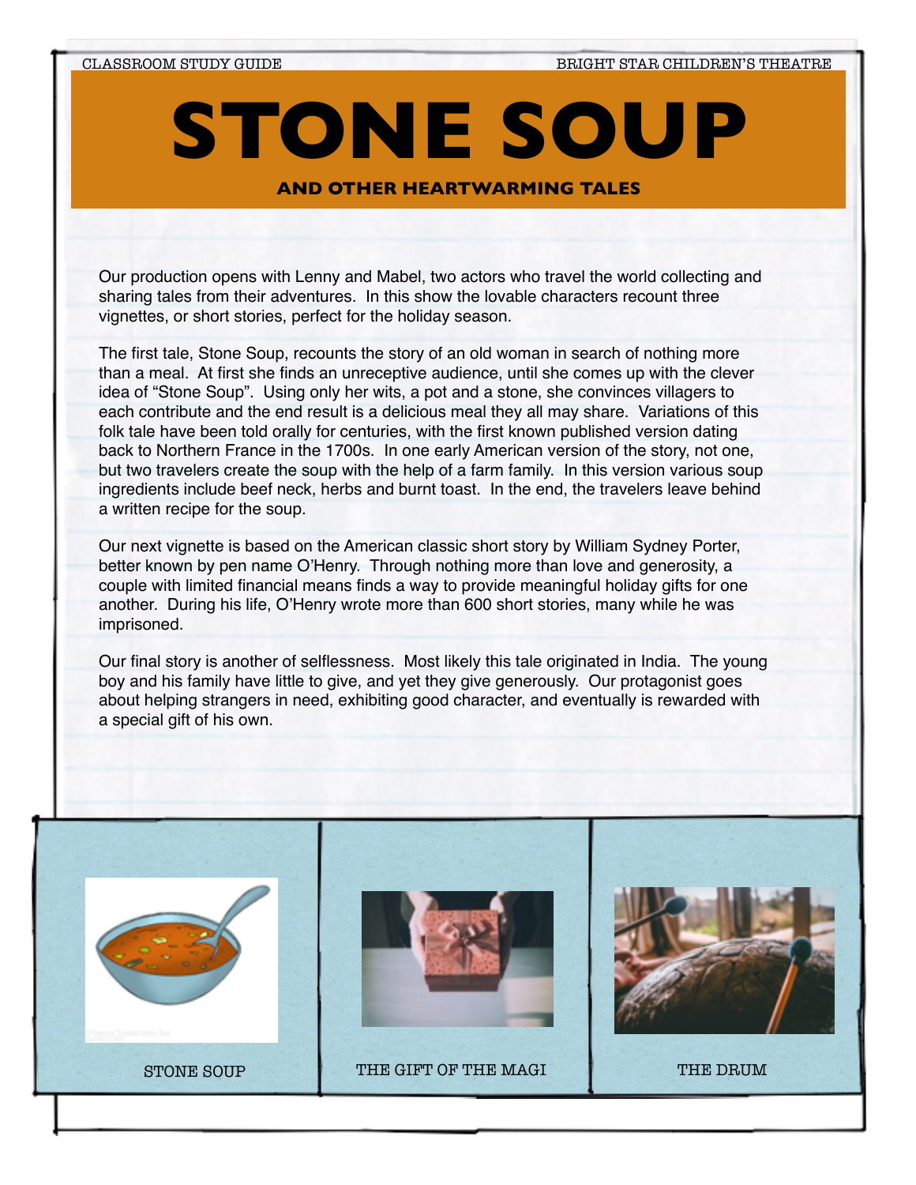CLASSROOM STUDY GUIDE

BRIGHT STAR CHILDREN'S THEATRE

# STONE SOUP

### AND OTHER HEARTWARMING TALES

Our production opens with Lenny and Mabel, two actors who travel the world collecting and sharing tales from their adventures. In this show the lovable characters recount three vignettes, or short stories, perfect for the holiday season.

The first tale, Stone Soup, recounts the story of an old woman in search of nothing more than a meal. At first she finds an unreceptive audience, until she comes up with the clever idea of "Stone Soup". Using only her wits, a pot and a stone, she convinces villagers to each contribute and the end result is a delicious meal they all may share. Variations of this folk tale have been told orally for centuries, with the first known published version dating back to Northern France in the 1700s. In one early American version of the story, not one, but two travelers create the soup with the help of a farm family. In this version various soup ingredients include beef neck, herbs and burnt toast. In the end, the travelers leave behind a written recipe for the soup.

Our next vignette is based on the American classic short story by William Sydney Porter, better known by pen name O'Henry. Through nothing more than love and generosity, a couple with limited financial means finds a way to provide meaningful holiday gifts for one another. During his life, O'Henry wrote more than 600 short stories, many while he was imprisoned.

Our final story is another of selflessness. Most likely this tale originated in India. The young boy and his family have little to give, and yet they give generously. Our protagonist goes about helping strangers in need, exhibiting good character, and eventually is rewarded with a special gift of his own.

STONE SOUP

THE GIFT OF THE MAGI

THE DRUM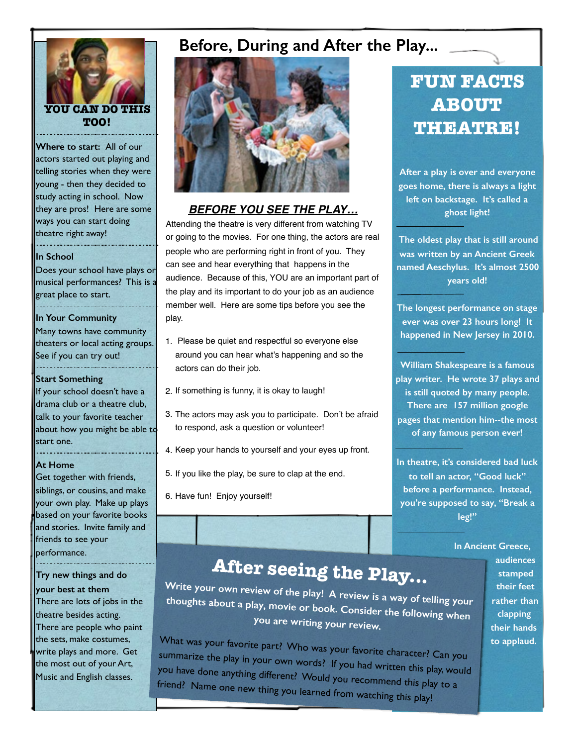# Before, During and After the Play...

## YOU CAN DO THIS TOO!

**Where to start:** All of our actors started out playing and telling stories when they were young - then they decided to study acting in school. Now they are pros! Here are some ways you can start doing theatre right away!

**In School**
Does your school have plays or musical performances? This is a great place to start.

**In Your Community**
Many towns have community theaters or local acting groups. See if you can try out!

**Start Something**
If your school doesn't have a drama club or a theatre club, talk to your favorite teacher about how you might be able to start one.

**At Home**
Get together with friends, siblings, or cousins, and make your own play. Make up plays based on your favorite books and stories. Invite family and friends to see your performance.

**Try new things and do your best at them**
There are lots of jobs in the theatre besides acting. There are people who paint the sets, make costumes, write plays and more. Get the most out of your Art, Music and English classes.

## *BEFORE YOU SEE THE PLAY...*

Attending the theatre is very different from watching TV or going to the movies. For one thing, the actors are real people who are performing right in front of you. They can see and hear everything that happens in the audience. Because of this, YOU are an important part of the play and its important to do your job as an audience member well. Here are some tips before you see the play.

1. Please be quiet and respectful so everyone else around you can hear what's happening and so the actors can do their job.
2. If something is funny, it is okay to laugh!
3. The actors may ask you to participate. Don't be afraid to respond, ask a question or volunteer!
4. Keep your hands to yourself and your eyes up front.
5. If you like the play, be sure to clap at the end.
6. Have fun! Enjoy yourself!

## After seeing the Play...

Write your own review of the play! A review is a way of telling your thoughts about a play, movie or book. Consider the following when you are writing your review.

What was your favorite part? Who was your favorite character? Can you summarize the play in your own words? If you had written this play, would you have done anything different? Would you recommend this play to a friend? Name one new thing you learned from watching this play!

## FUN FACTS ABOUT THEATRE!

After a play is over and everyone goes home, there is always a light left on backstage. It's called a ghost light!

The oldest play that is still around was written by an Ancient Greek named Aeschylus. It's almost 2500 years old!

The longest performance on stage ever was over 23 hours long! It happened in New Jersey in 2010.

William Shakespeare is a famous play writer. He wrote 37 plays and is still quoted by many people. There are 157 million google pages that mention him--the most of any famous person ever!

In theatre, it's considered bad luck to tell an actor, "Good luck" before a performance. Instead, you're supposed to say, "Break a leg!"

In Ancient Greece, audiences stamped their feet rather than clapping their hands to applaud.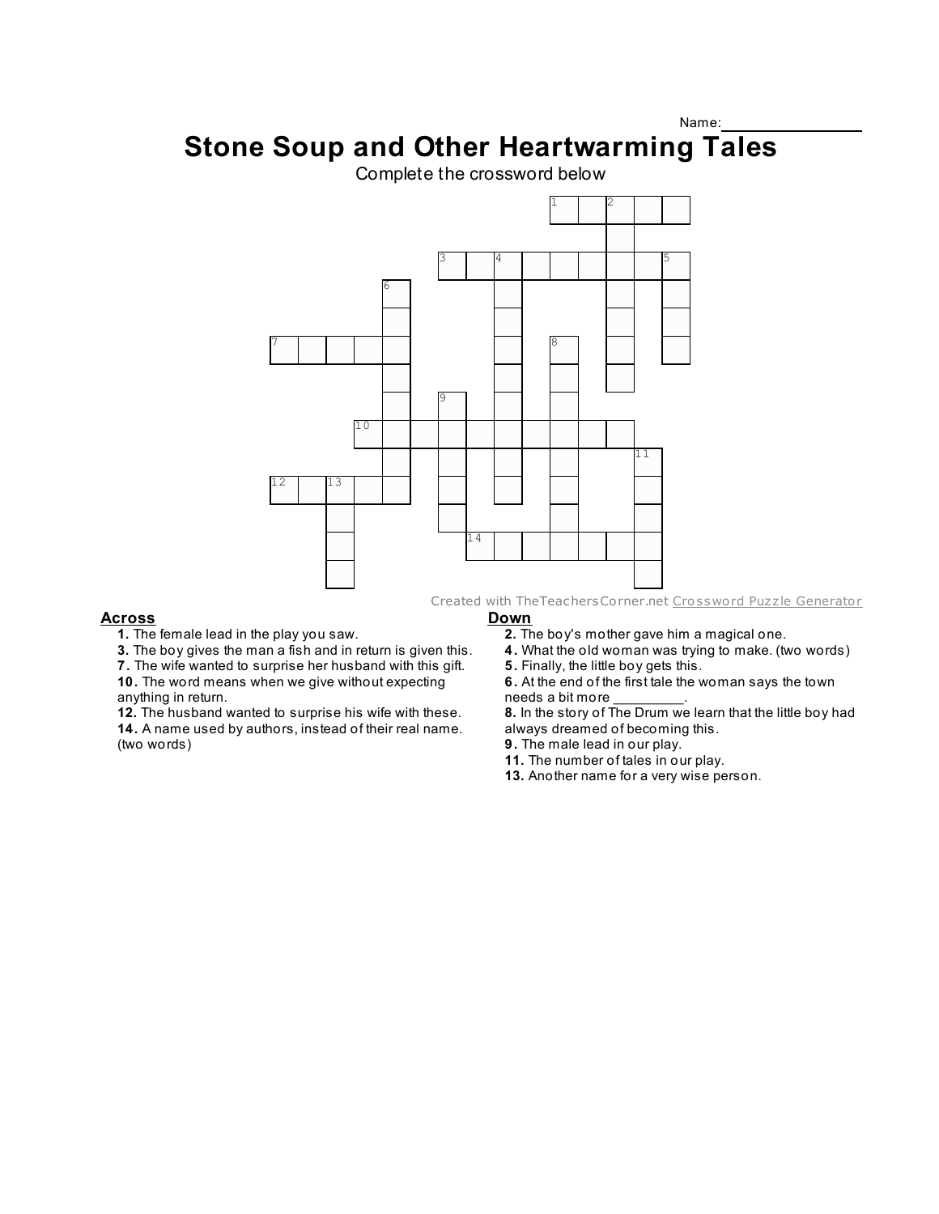Name: _______________

# Stone Soup and Other Heartwarming Tales

Complete the crossword below

Created with TheTeachersCorner.net Crossword Puzzle Generator

**Across**

1. The female lead in the play you saw.
3. The boy gives the man a fish and in return is given this.
7. The wife wanted to surprise her husband with this gift.
10. The word means when we give without expecting anything in return.
12. The husband wanted to surprise his wife with these.
14. A name used by authors, instead of their real name. (two words)

**Down**

2. The boy's mother gave him a magical one.
4. What the old woman was trying to make. (two words)
5. Finally, the little boy gets this.
6. At the end of the first tale the woman says the town needs a bit more _________.
8. In the story of The Drum we learn that the little boy had always dreamed of becoming this.
9. The male lead in our play.
11. The number of tales in our play.
13. Another name for a very wise person.